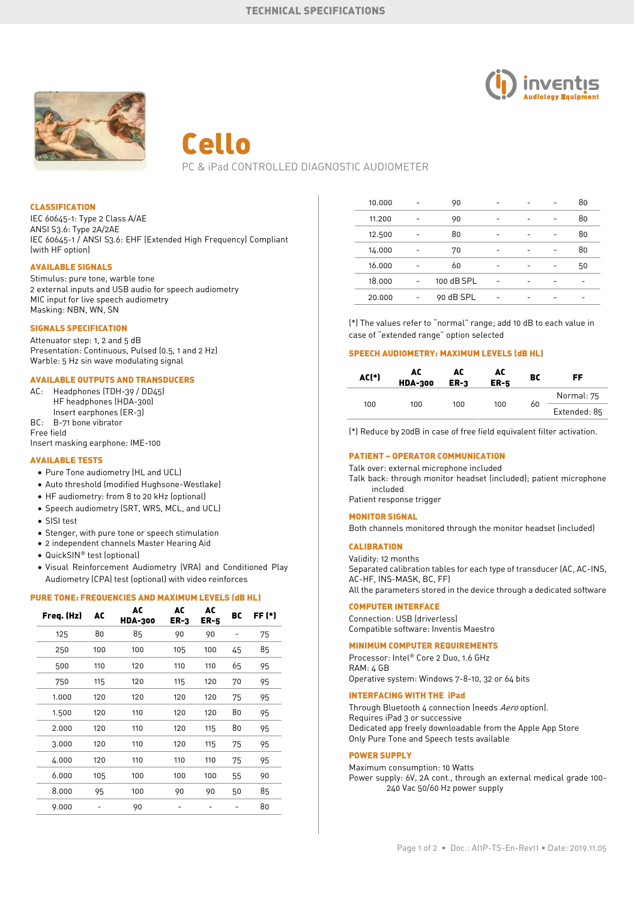# Cello

PC & iPad CONTROLLED DIAGNOSTIC AUDIOMETER

## CLASSIFICATION

IEC 60645-1: Type 2 Class A/AE
ANSI S3.6: Type 2A/2AE
IEC 60645-1 / ANSI S3.6: EHF (Extended High Frequency) Compliant (with HF option)

## AVAILABLE SIGNALS

Stimulus: pure tone, warble tone
2 external inputs and USB audio for speech audiometry
MIC input for live speech audiometry
Masking: NBN, WN, SN

## SIGNALS SPECIFICATION

Attenuator step: 1, 2 and 5 dB
Presentation: Continuous, Pulsed (0.5, 1 and 2 Hz)
Warble: 5 Hz sin wave modulating signal

## AVAILABLE OUTPUTS AND TRANSDUCERS

AC: Headphones (TDH-39 / DD45)
HF headphones (HDA-300)
Insert earphones (ER-3)
BC: B-71 bone vibrator
Free field
Insert masking earphone: IME-100

## AVAILABLE TESTS

- Pure Tone audiometry (HL and UCL)
- Auto threshold (modified Hughsone-Westlake)
- HF audiometry: from 8 to 20 kHz (optional)
- Speech audiometry (SRT, WRS, MCL, and UCL)
- SISI test
- Stenger, with pure tone or speech stimulation
- 2 independent channels Master Hearing Aid
- QuickSIN® test (optional)
- Visual Reinforcement Audiometry (VRA) and Conditioned Play Audiometry (CPA) test (optional) with video reinforces

## PURE TONE: FREQUENCIES AND MAXIMUM LEVELS (dB HL)

| Freq. (Hz) | AC | AC HDA-300 | AC ER-3 | AC ER-5 | BC | FF (*) |
|---|---|---|---|---|---|---|
| 125 | 80 | 85 | 90 | 90 | - | 75 |
| 250 | 100 | 100 | 105 | 100 | 45 | 85 |
| 500 | 110 | 120 | 110 | 110 | 65 | 95 |
| 750 | 115 | 120 | 115 | 120 | 70 | 95 |
| 1.000 | 120 | 120 | 120 | 120 | 75 | 95 |
| 1.500 | 120 | 110 | 120 | 120 | 80 | 95 |
| 2.000 | 120 | 110 | 120 | 115 | 80 | 95 |
| 3.000 | 120 | 110 | 120 | 115 | 75 | 95 |
| 4.000 | 120 | 110 | 110 | 110 | 75 | 95 |
| 6.000 | 105 | 100 | 100 | 100 | 55 | 90 |
| 8.000 | 95 | 100 | 90 | 90 | 50 | 85 |
| 9.000 | - | 90 | - | - | - | 80 |
| 10.000 | - | 90 | - | - | - | 80 |
| 11.200 | - | 90 | - | - | - | 80 |
| 12.500 | - | 80 | - | - | - | 80 |
| 14.000 | - | 70 | - | - | - | 80 |
| 16.000 | - | 60 | - | - | - | 50 |
| 18.000 | - | 100 dB SPL | - | - | - | - |
| 20.000 | - | 90 dB SPL | - | - | - | - |

(*) The values refer to "normal" range; add 10 dB to each value in case of "extended range" option selected

## SPEECH AUDIOMETRY: MAXIMUM LEVELS (dB HL)

| AC(*) | AC HDA-300 | AC ER-3 | AC ER-5 | BC | FF |
|---|---|---|---|---|---|
| 100 | 100 | 100 | 100 | 60 | Normal: 75 |
| | | | | | Extended: 85 |

(*) Reduce by 20dB in case of free field equivalent filter activation.

## PATIENT – OPERATOR COMMUNICATION

Talk over: external microphone included
Talk back: through monitor headset (included); patient microphone included
Patient response trigger

## MONITOR SIGNAL

Both channels monitored through the monitor headset (included)

## CALIBRATION

Validity: 12 months
Separated calibration tables for each type of transducer (AC, AC-INS, AC-HF, INS-MASK, BC, FF)
All the parameters stored in the device through a dedicated software

## COMPUTER INTERFACE

Connection: USB (driverless)
Compatible software: Inventis Maestro

## MINIMUM COMPUTER REQUIREMENTS

Processor: Intel® Core 2 Duo, 1.6 GHz
RAM: 4 GB
Operative system: Windows 7-8-10, 32 or 64 bits

## INTERFACING WITH THE iPad

Through Bluetooth 4 connection (needs *Aero* option).
Requires iPad 3 or successive
Dedicated app freely downloadable from the Apple App Store
Only Pure Tone and Speech tests available

## POWER SUPPLY

Maximum consumption: 10 Watts
Power supply: 6V, 2A cont., through an external medical grade 100-240 Vac 50/60 Hz power supply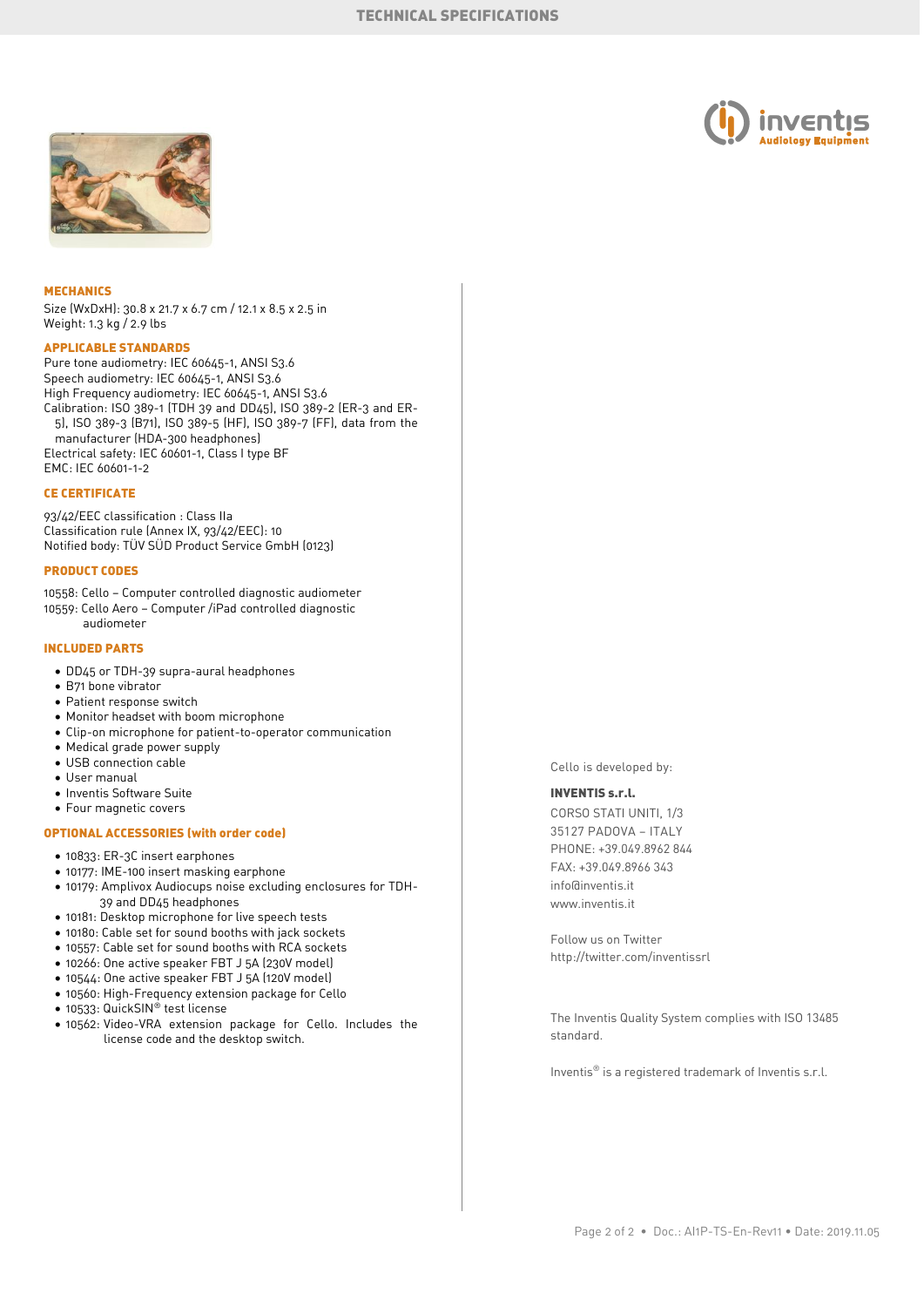## MECHANICS

Size (WxDxH): 30.8 x 21.7 x 6.7 cm / 12.1 x 8.5 x 2.5 in
Weight: 1.3 kg / 2.9 lbs

## APPLICABLE STANDARDS

Pure tone audiometry: IEC 60645-1, ANSI S3.6
Speech audiometry: IEC 60645-1, ANSI S3.6
High Frequency audiometry: IEC 60645-1, ANSI S3.6
Calibration: ISO 389-1 (TDH 39 and DD45), ISO 389-2 (ER-3 and ER-5), ISO 389-3 (B71), ISO 389-5 (HF), ISO 389-7 (FF), data from the manufacturer (HDA-300 headphones)
Electrical safety: IEC 60601-1, Class I type BF
EMC: IEC 60601-1-2

## CE CERTIFICATE

93/42/EEC classification : Class IIa
Classification rule (Annex IX, 93/42/EEC): 10
Notified body: TÜV SÜD Product Service GmbH (0123)

## PRODUCT CODES

10558: Cello – Computer controlled diagnostic audiometer
10559: Cello Aero – Computer /iPad controlled diagnostic audiometer

## INCLUDED PARTS

- DD45 or TDH-39 supra-aural headphones
- B71 bone vibrator
- Patient response switch
- Monitor headset with boom microphone
- Clip-on microphone for patient-to-operator communication
- Medical grade power supply
- USB connection cable
- User manual
- Inventis Software Suite
- Four magnetic covers

## OPTIONAL ACCESSORIES (with order code)

- 10833: ER-3C insert earphones
- 10177: IME-100 insert masking earphone
- 10179: Amplivox Audiocups noise excluding enclosures for TDH-39 and DD45 headphones
- 10181: Desktop microphone for live speech tests
- 10180: Cable set for sound booths with jack sockets
- 10557: Cable set for sound booths with RCA sockets
- 10266: One active speaker FBT J 5A (230V model)
- 10544: One active speaker FBT J 5A (120V model)
- 10560: High-Frequency extension package for Cello
- 10533: QuickSIN® test license
- 10562: Video-VRA extension package for Cello. Includes the license code and the desktop switch.

Cello is developed by:

**INVENTIS s.r.l.**
CORSO STATI UNITI, 1/3
35127 PADOVA – ITALY
PHONE: +39.049.8962 844
FAX: +39.049.8966 343
info@inventis.it
www.inventis.it

Follow us on Twitter
http://twitter.com/inventissrl

The Inventis Quality System complies with ISO 13485 standard.

Inventis® is a registered trademark of Inventis s.r.l.